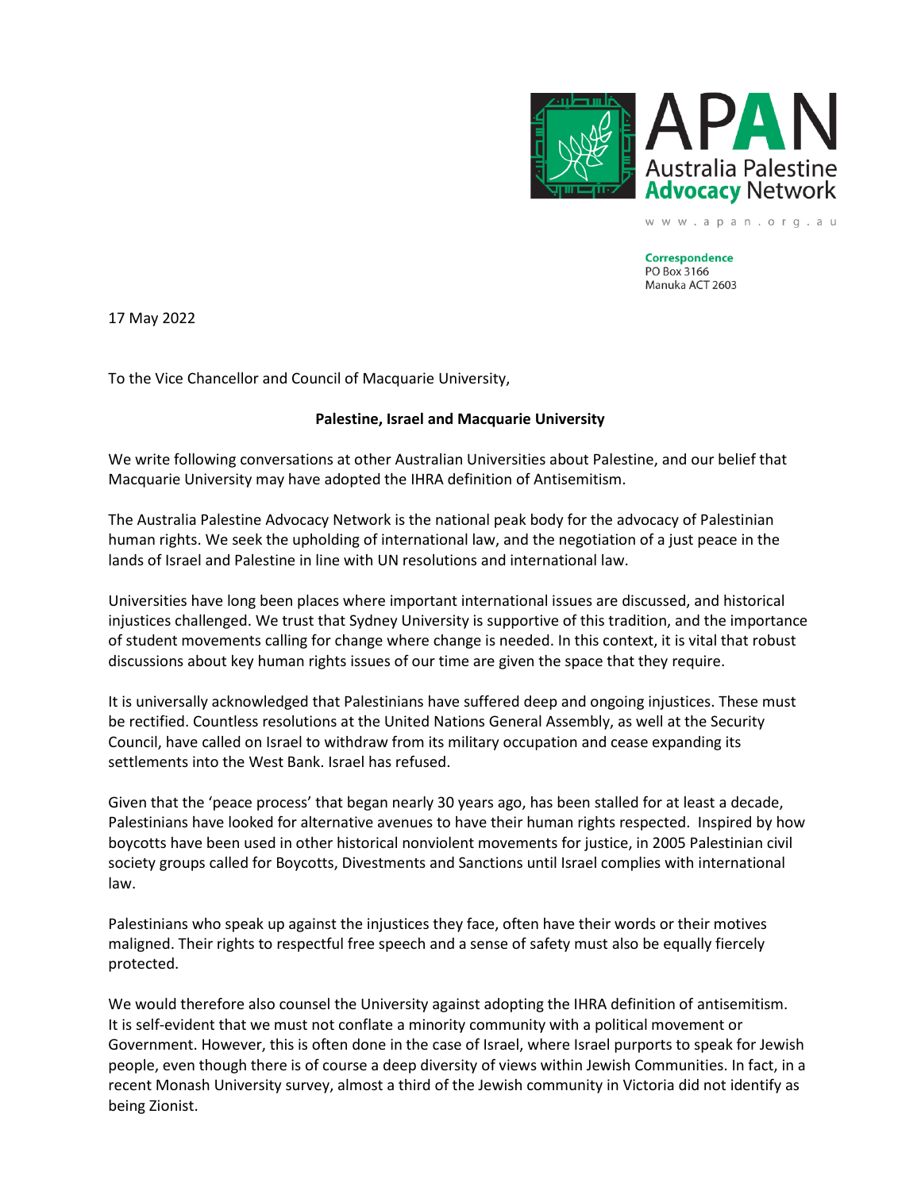APAN
Australia Palestine **Advocacy** Network

www.apan.org.au

**Correspondence**
PO Box 3166
Manuka ACT 2603

17 May 2022

To the Vice Chancellor and Council of Macquarie University,

**Palestine, Israel and Macquarie University**

We write following conversations at other Australian Universities about Palestine, and our belief that Macquarie University may have adopted the IHRA definition of Antisemitism.

The Australia Palestine Advocacy Network is the national peak body for the advocacy of Palestinian human rights. We seek the upholding of international law, and the negotiation of a just peace in the lands of Israel and Palestine in line with UN resolutions and international law.

Universities have long been places where important international issues are discussed, and historical injustices challenged. We trust that Sydney University is supportive of this tradition, and the importance of student movements calling for change where change is needed. In this context, it is vital that robust discussions about key human rights issues of our time are given the space that they require.

It is universally acknowledged that Palestinians have suffered deep and ongoing injustices. These must be rectified. Countless resolutions at the United Nations General Assembly, as well at the Security Council, have called on Israel to withdraw from its military occupation and cease expanding its settlements into the West Bank. Israel has refused.

Given that the 'peace process' that began nearly 30 years ago, has been stalled for at least a decade, Palestinians have looked for alternative avenues to have their human rights respected. Inspired by how boycotts have been used in other historical nonviolent movements for justice, in 2005 Palestinian civil society groups called for Boycotts, Divestments and Sanctions until Israel complies with international law.

Palestinians who speak up against the injustices they face, often have their words or their motives maligned. Their rights to respectful free speech and a sense of safety must also be equally fiercely protected.

We would therefore also counsel the University against adopting the IHRA definition of antisemitism. It is self-evident that we must not conflate a minority community with a political movement or Government. However, this is often done in the case of Israel, where Israel purports to speak for Jewish people, even though there is of course a deep diversity of views within Jewish Communities. In fact, in a recent Monash University survey, almost a third of the Jewish community in Victoria did not identify as being Zionist.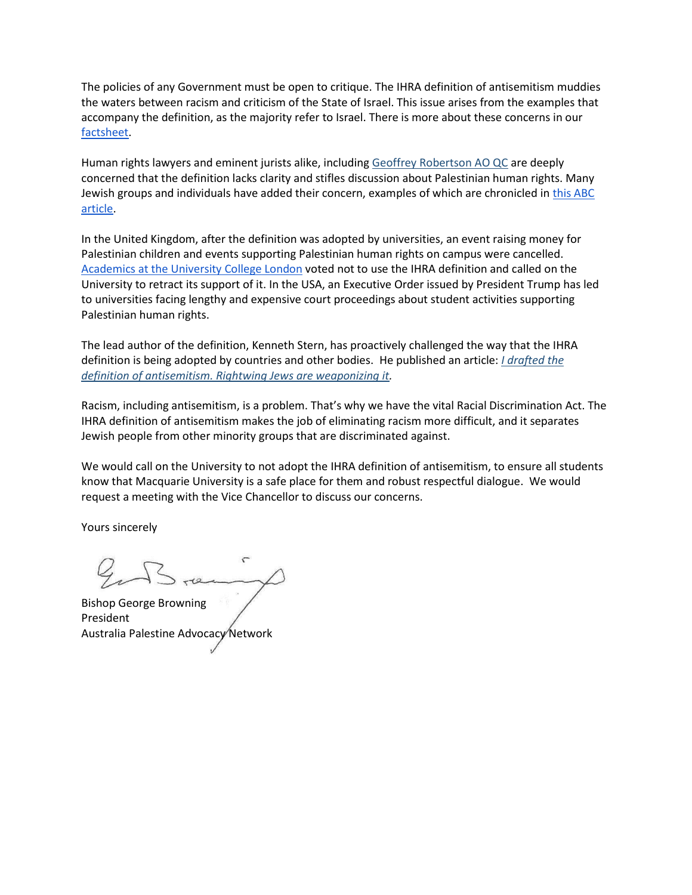The policies of any Government must be open to critique. The IHRA definition of antisemitism muddies the waters between racism and criticism of the State of Israel. This issue arises from the examples that accompany the definition, as the majority refer to Israel. There is more about these concerns in our factsheet.

Human rights lawyers and eminent jurists alike, including Geoffrey Robertson AO QC are deeply concerned that the definition lacks clarity and stifles discussion about Palestinian human rights. Many Jewish groups and individuals have added their concern, examples of which are chronicled in this ABC article.

In the United Kingdom, after the definition was adopted by universities, an event raising money for Palestinian children and events supporting Palestinian human rights on campus were cancelled. Academics at the University College London voted not to use the IHRA definition and called on the University to retract its support of it. In the USA, an Executive Order issued by President Trump has led to universities facing lengthy and expensive court proceedings about student activities supporting Palestinian human rights.

The lead author of the definition, Kenneth Stern, has proactively challenged the way that the IHRA definition is being adopted by countries and other bodies. He published an article: *I drafted the definition of antisemitism. Rightwing Jews are weaponizing it.*

Racism, including antisemitism, is a problem. That's why we have the vital Racial Discrimination Act. The IHRA definition of antisemitism makes the job of eliminating racism more difficult, and it separates Jewish people from other minority groups that are discriminated against.

We would call on the University to not adopt the IHRA definition of antisemitism, to ensure all students know that Macquarie University is a safe place for them and robust respectful dialogue. We would request a meeting with the Vice Chancellor to discuss our concerns.

Yours sincerely

Bishop George Browning
President
Australia Palestine Advocacy Network